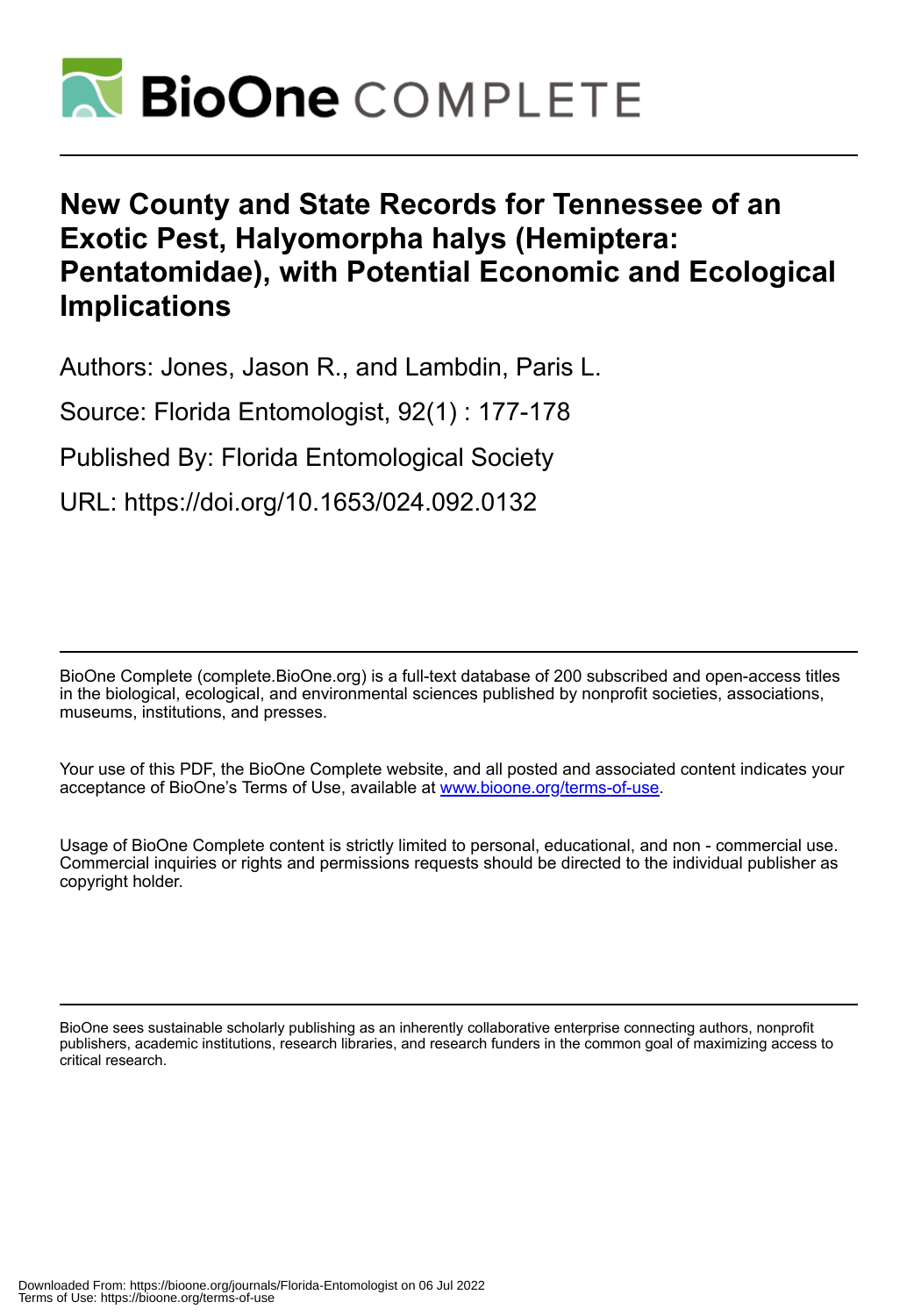# New County and State Records for Tennessee of an Exotic Pest, Halyomorpha halys (Hemiptera: Pentatomidae), with Potential Economic and Ecological Implications

Authors: Jones, Jason R., and Lambdin, Paris L.

Source: Florida Entomologist, 92(1) : 177-178

Published By: Florida Entomological Society

URL: https://doi.org/10.1653/024.092.0132

---

BioOne Complete (complete.BioOne.org) is a full-text database of 200 subscribed and open-access titles in the biological, ecological, and environmental sciences published by nonprofit societies, associations, museums, institutions, and presses.

Your use of this PDF, the BioOne Complete website, and all posted and associated content indicates your acceptance of BioOne's Terms of Use, available at www.bioone.org/terms-of-use.

Usage of BioOne Complete content is strictly limited to personal, educational, and non - commercial use. Commercial inquiries or rights and permissions requests should be directed to the individual publisher as copyright holder.

---

BioOne sees sustainable scholarly publishing as an inherently collaborative enterprise connecting authors, nonprofit publishers, academic institutions, research libraries, and research funders in the common goal of maximizing access to critical research.

Downloaded From: https://bioone.org/journals/Florida-Entomologist on 06 Jul 2022
Terms of Use: https://bioone.org/terms-of-use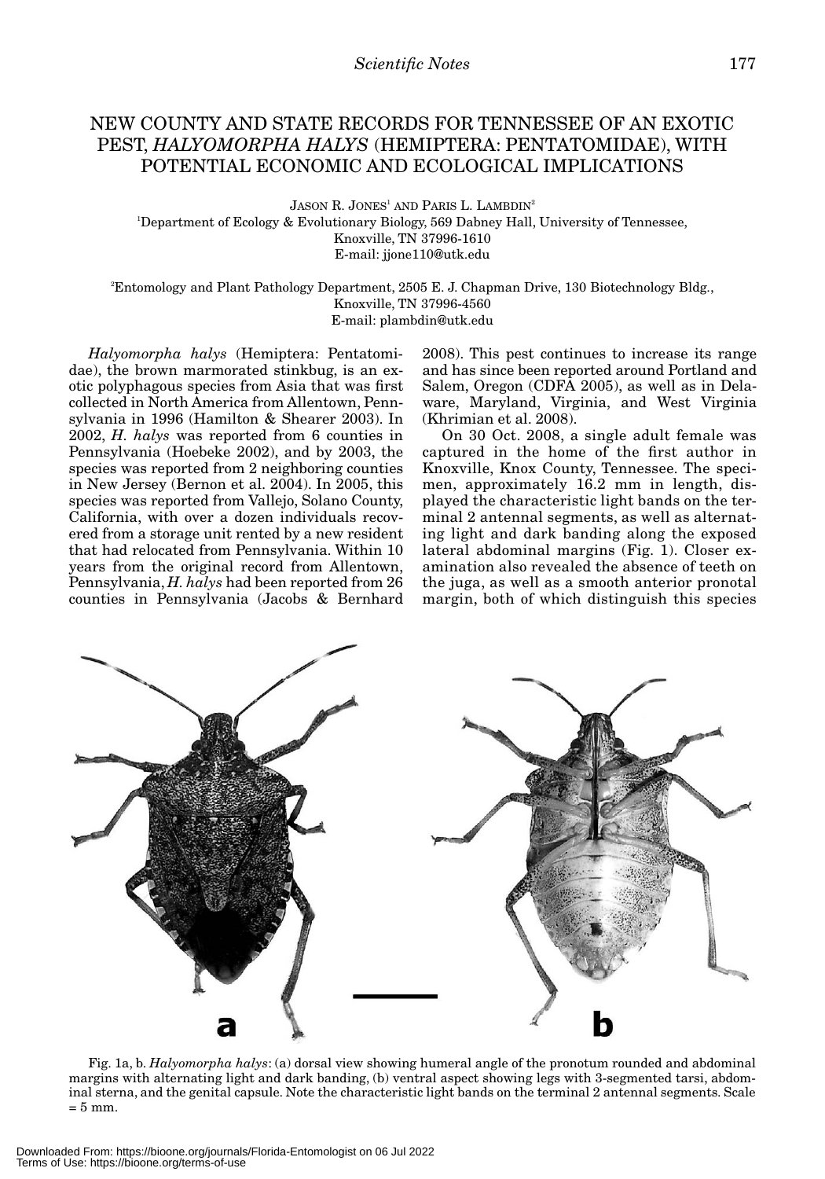# NEW COUNTY AND STATE RECORDS FOR TENNESSEE OF AN EXOTIC PEST, *HALYOMORPHA HALYS* (HEMIPTERA: PENTATOMIDAE), WITH POTENTIAL ECONOMIC AND ECOLOGICAL IMPLICATIONS

JASON R. JONES[1] AND PARIS L. LAMBDIN[2]

[1]Department of Ecology & Evolutionary Biology, 569 Dabney Hall, University of Tennessee, Knoxville, TN 37996-1610
E-mail: jjone110@utk.edu

[2]Entomology and Plant Pathology Department, 2505 E. J. Chapman Drive, 130 Biotechnology Bldg., Knoxville, TN 37996-4560
E-mail: plambdin@utk.edu

*Halyomorpha halys* (Hemiptera: Pentatomidae), the brown marmorated stinkbug, is an exotic polyphagous species from Asia that was first collected in North America from Allentown, Pennsylvania in 1996 (Hamilton & Shearer 2003). In 2002, *H. halys* was reported from 6 counties in Pennsylvania (Hoebeke 2002), and by 2003, the species was reported from 2 neighboring counties in New Jersey (Bernon et al. 2004). In 2005, this species was reported from Vallejo, Solano County, California, with over a dozen individuals recovered from a storage unit rented by a new resident that had relocated from Pennsylvania. Within 10 years from the original record from Allentown, Pennsylvania, *H. halys* had been reported from 26 counties in Pennsylvania (Jacobs & Bernhard 2008). This pest continues to increase its range and has since been reported around Portland and Salem, Oregon (CDFA 2005), as well as in Delaware, Maryland, Virginia, and West Virginia (Khrimian et al. 2008).

On 30 Oct. 2008, a single adult female was captured in the home of the first author in Knoxville, Knox County, Tennessee. The specimen, approximately 16.2 mm in length, displayed the characteristic light bands on the terminal 2 antennal segments, as well as alternating light and dark banding along the exposed lateral abdominal margins (Fig. 1). Closer examination also revealed the absence of teeth on the juga, as well as a smooth anterior pronotal margin, both of which distinguish this species

Fig. 1a, b. *Halyomorpha halys*: (a) dorsal view showing humeral angle of the pronotum rounded and abdominal margins with alternating light and dark banding, (b) ventral aspect showing legs with 3-segmented tarsi, abdominal sterna, and the genital capsule. Note the characteristic light bands on the terminal 2 antennal segments. Scale = 5 mm.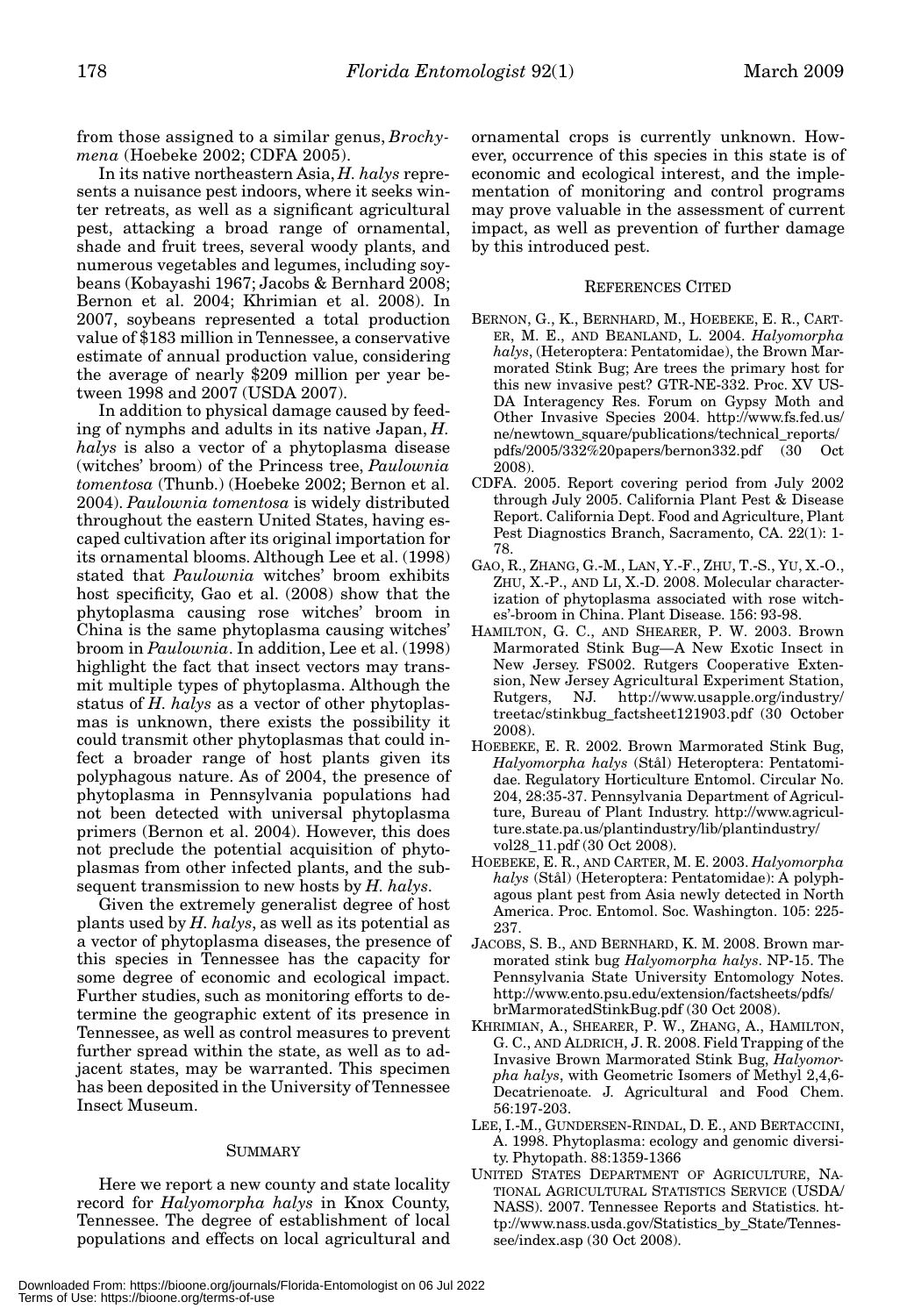from those assigned to a similar genus, *Brochymena* (Hoebeke 2002; CDFA 2005).

In its native northeastern Asia, *H. halys* represents a nuisance pest indoors, where it seeks winter retreats, as well as a significant agricultural pest, attacking a broad range of ornamental, shade and fruit trees, several woody plants, and numerous vegetables and legumes, including soybeans (Kobayashi 1967; Jacobs & Bernhard 2008; Bernon et al. 2004; Khrimian et al. 2008). In 2007, soybeans represented a total production value of $183 million in Tennessee, a conservative estimate of annual production value, considering the average of nearly $209 million per year between 1998 and 2007 (USDA 2007).

In addition to physical damage caused by feeding of nymphs and adults in its native Japan, *H. halys* is also a vector of a phytoplasma disease (witches' broom) of the Princess tree, *Paulownia tomentosa* (Thunb.) (Hoebeke 2002; Bernon et al. 2004). *Paulownia tomentosa* is widely distributed throughout the eastern United States, having escaped cultivation after its original importation for its ornamental blooms. Although Lee et al. (1998) stated that *Paulownia* witches' broom exhibits host specificity, Gao et al. (2008) show that the phytoplasma causing rose witches' broom in China is the same phytoplasma causing witches' broom in *Paulownia*. In addition, Lee et al. (1998) highlight the fact that insect vectors may transmit multiple types of phytoplasma. Although the status of *H. halys* as a vector of other phytoplasmas is unknown, there exists the possibility it could transmit other phytoplasmas that could infect a broader range of host plants given its polyphagous nature. As of 2004, the presence of phytoplasma in Pennsylvania populations had not been detected with universal phytoplasma primers (Bernon et al. 2004). However, this does not preclude the potential acquisition of phytoplasmas from other infected plants, and the subsequent transmission to new hosts by *H. halys*.

Given the extremely generalist degree of host plants used by *H. halys*, as well as its potential as a vector of phytoplasma diseases, the presence of this species in Tennessee has the capacity for some degree of economic and ecological impact. Further studies, such as monitoring efforts to determine the geographic extent of its presence in Tennessee, as well as control measures to prevent further spread within the state, as well as to adjacent states, may be warranted. This specimen has been deposited in the University of Tennessee Insect Museum.

## SUMMARY

Here we report a new county and state locality record for *Halyomorpha halys* in Knox County, Tennessee. The degree of establishment of local populations and effects on local agricultural and ornamental crops is currently unknown. However, occurrence of this species in this state is of economic and ecological interest, and the implementation of monitoring and control programs may prove valuable in the assessment of current impact, as well as prevention of further damage by this introduced pest.

## REFERENCES CITED

BERNON, G., K., BERNHARD, M., HOEBEKE, E. R., CARTER, M. E., AND BEANLAND, L. 2004. *Halyomorpha halys*, (Heteroptera: Pentatomidae), the Brown Marmorated Stink Bug; Are trees the primary host for this new invasive pest? GTR-NE-332. Proc. XV USDA Interagency Res. Forum on Gypsy Moth and Other Invasive Species 2004. http://www.fs.fed.us/ne/newtown_square/publications/technical_reports/pdfs/2005/332%20papers/bernon332.pdf (30 Oct 2008).

CDFA. 2005. Report covering period from July 2002 through July 2005. California Plant Pest & Disease Report. California Dept. Food and Agriculture, Plant Pest Diagnostics Branch, Sacramento, CA. 22(1): 1-78.

GAO, R., ZHANG, G.-M., LAN, Y.-F., ZHU, T.-S., YU, X.-O., ZHU, X.-P., AND LI, X.-D. 2008. Molecular characterization of phytoplasma associated with rose witches'-broom in China. Plant Disease. 156: 93-98.

HAMILTON, G. C., AND SHEARER, P. W. 2003. Brown Marmorated Stink Bug—A New Exotic Insect in New Jersey. FS002. Rutgers Cooperative Extension, New Jersey Agricultural Experiment Station, Rutgers, NJ. http://www.usapple.org/industry/treetac/stinkbug_factsheet121903.pdf (30 October 2008).

HOEBEKE, E. R. 2002. Brown Marmorated Stink Bug, *Halyomorpha halys* (Stål) Heteroptera: Pentatomidae. Regulatory Horticulture Entomol. Circular No. 204, 28:35-37. Pennsylvania Department of Agriculture, Bureau of Plant Industry. http://www.agriculture.state.pa.us/plantindustry/lib/plantindustry/vol28_11.pdf (30 Oct 2008).

HOEBEKE, E. R., AND CARTER, M. E. 2003. *Halyomorpha halys* (Stål) (Heteroptera: Pentatomidae): A polyphagous plant pest from Asia newly detected in North America. Proc. Entomol. Soc. Washington. 105: 225-237.

JACOBS, S. B., AND BERNHARD, K. M. 2008. Brown marmorated stink bug *Halyomorpha halys*. NP-15. The Pennsylvania State University Entomology Notes. http://www.ento.psu.edu/extension/factsheets/pdfs/brMarmoratedStinkBug.pdf (30 Oct 2008).

KHRIMIAN, A., SHEARER, P. W., ZHANG, A., HAMILTON, G. C., AND ALDRICH, J. R. 2008. Field Trapping of the Invasive Brown Marmorated Stink Bug, *Halyomorpha halys*, with Geometric Isomers of Methyl 2,4,6-Decatrienoate. J. Agricultural and Food Chem. 56:197-203.

LEE, I.-M., GUNDERSEN-RINDAL, D. E., AND BERTACCINI, A. 1998. Phytoplasma: ecology and genomic diversity. Phytopath. 88:1359-1366

UNITED STATES DEPARTMENT OF AGRICULTURE, NATIONAL AGRICULTURAL STATISTICS SERVICE (USDA/NASS). 2007. Tennessee Reports and Statistics. http://www.nass.usda.gov/Statistics_by_State/Tennessee/index.asp (30 Oct 2008).